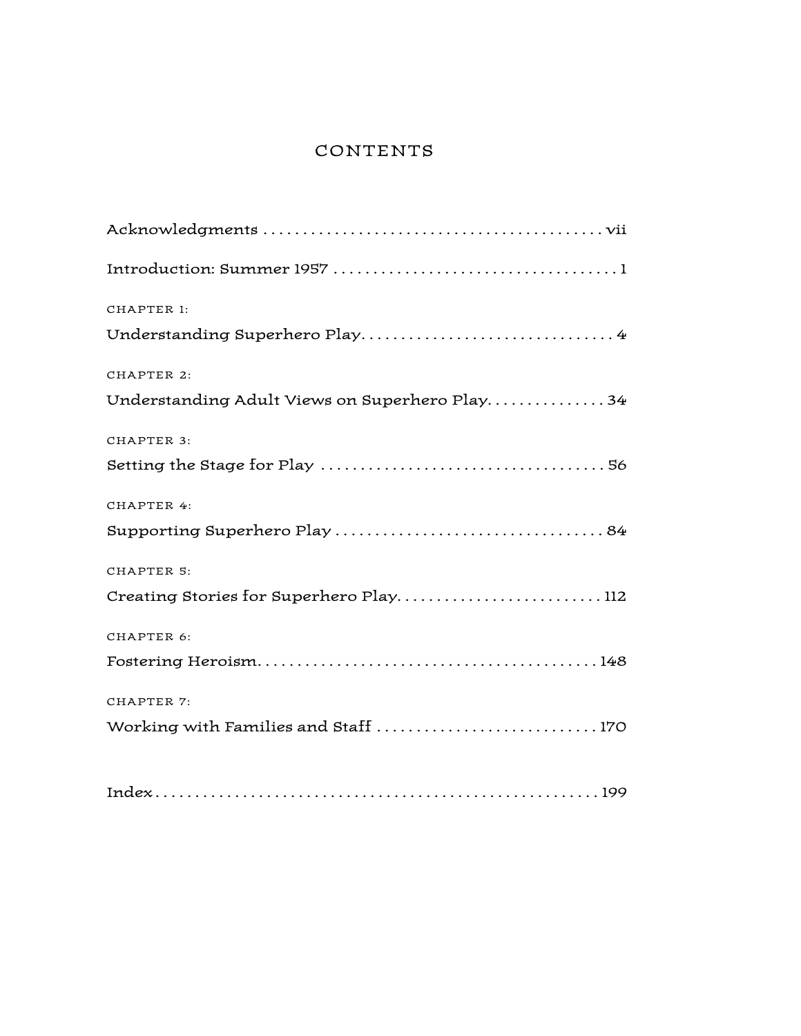# CONTENTS

Acknowledgments . . . . . . . . . . . . . . . . . . . . . . . . . . . . . . . . . . . . . . . . . . vii

Introduction: Summer 1957 . . . . . . . . . . . . . . . . . . . . . . . . . . . . . . . . . . . 1

CHAPTER 1:
Understanding Superhero Play. . . . . . . . . . . . . . . . . . . . . . . . . . . . . . . . 4

CHAPTER 2:
Understanding Adult Views on Superhero Play. . . . . . . . . . . . . . . . 34

CHAPTER 3:
Setting the Stage for Play . . . . . . . . . . . . . . . . . . . . . . . . . . . . . . . . . . . 56

CHAPTER 4:
Supporting Superhero Play . . . . . . . . . . . . . . . . . . . . . . . . . . . . . . . . . 84

CHAPTER 5:
Creating Stories for Superhero Play. . . . . . . . . . . . . . . . . . . . . . . . . . 112

CHAPTER 6:
Fostering Heroism. . . . . . . . . . . . . . . . . . . . . . . . . . . . . . . . . . . . . . . . . . 148

CHAPTER 7:
Working with Families and Staff . . . . . . . . . . . . . . . . . . . . . . . . . . . 170

Index . . . . . . . . . . . . . . . . . . . . . . . . . . . . . . . . . . . . . . . . . . . . . . . . . . . . . . 199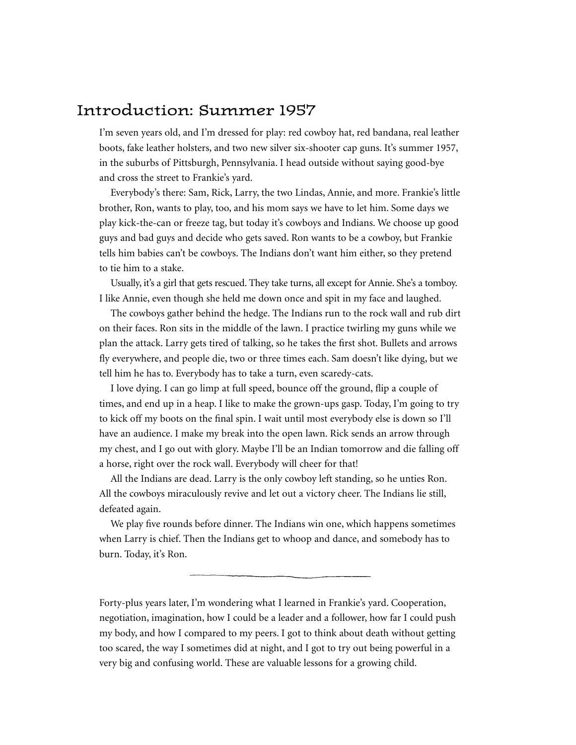## Introduction: Summer 1957

I'm seven years old, and I'm dressed for play: red cowboy hat, red bandana, real leather boots, fake leather holsters, and two new silver six-shooter cap guns. It's summer 1957, in the suburbs of Pittsburgh, Pennsylvania. I head outside without saying good-bye and cross the street to Frankie's yard.

Everybody's there: Sam, Rick, Larry, the two Lindas, Annie, and more. Frankie's little brother, Ron, wants to play, too, and his mom says we have to let him. Some days we play kick-the-can or freeze tag, but today it's cowboys and Indians. We choose up good guys and bad guys and decide who gets saved. Ron wants to be a cowboy, but Frankie tells him babies can't be cowboys. The Indians don't want him either, so they pretend to tie him to a stake.

Usually, it's a girl that gets rescued. They take turns, all except for Annie. She's a tomboy. I like Annie, even though she held me down once and spit in my face and laughed.

The cowboys gather behind the hedge. The Indians run to the rock wall and rub dirt on their faces. Ron sits in the middle of the lawn. I practice twirling my guns while we plan the attack. Larry gets tired of talking, so he takes the first shot. Bullets and arrows fly everywhere, and people die, two or three times each. Sam doesn't like dying, but we tell him he has to. Everybody has to take a turn, even scaredy-cats.

I love dying. I can go limp at full speed, bounce off the ground, flip a couple of times, and end up in a heap. I like to make the grown-ups gasp. Today, I'm going to try to kick off my boots on the final spin. I wait until most everybody else is down so I'll have an audience. I make my break into the open lawn. Rick sends an arrow through my chest, and I go out with glory. Maybe I'll be an Indian tomorrow and die falling off a horse, right over the rock wall. Everybody will cheer for that!

All the Indians are dead. Larry is the only cowboy left standing, so he unties Ron. All the cowboys miraculously revive and let out a victory cheer. The Indians lie still, defeated again.

We play five rounds before dinner. The Indians win one, which happens sometimes when Larry is chief. Then the Indians get to whoop and dance, and somebody has to burn. Today, it's Ron.

---

Forty-plus years later, I'm wondering what I learned in Frankie's yard. Cooperation, negotiation, imagination, how I could be a leader and a follower, how far I could push my body, and how I compared to my peers. I got to think about death without getting too scared, the way I sometimes did at night, and I got to try out being powerful in a very big and confusing world. These are valuable lessons for a growing child.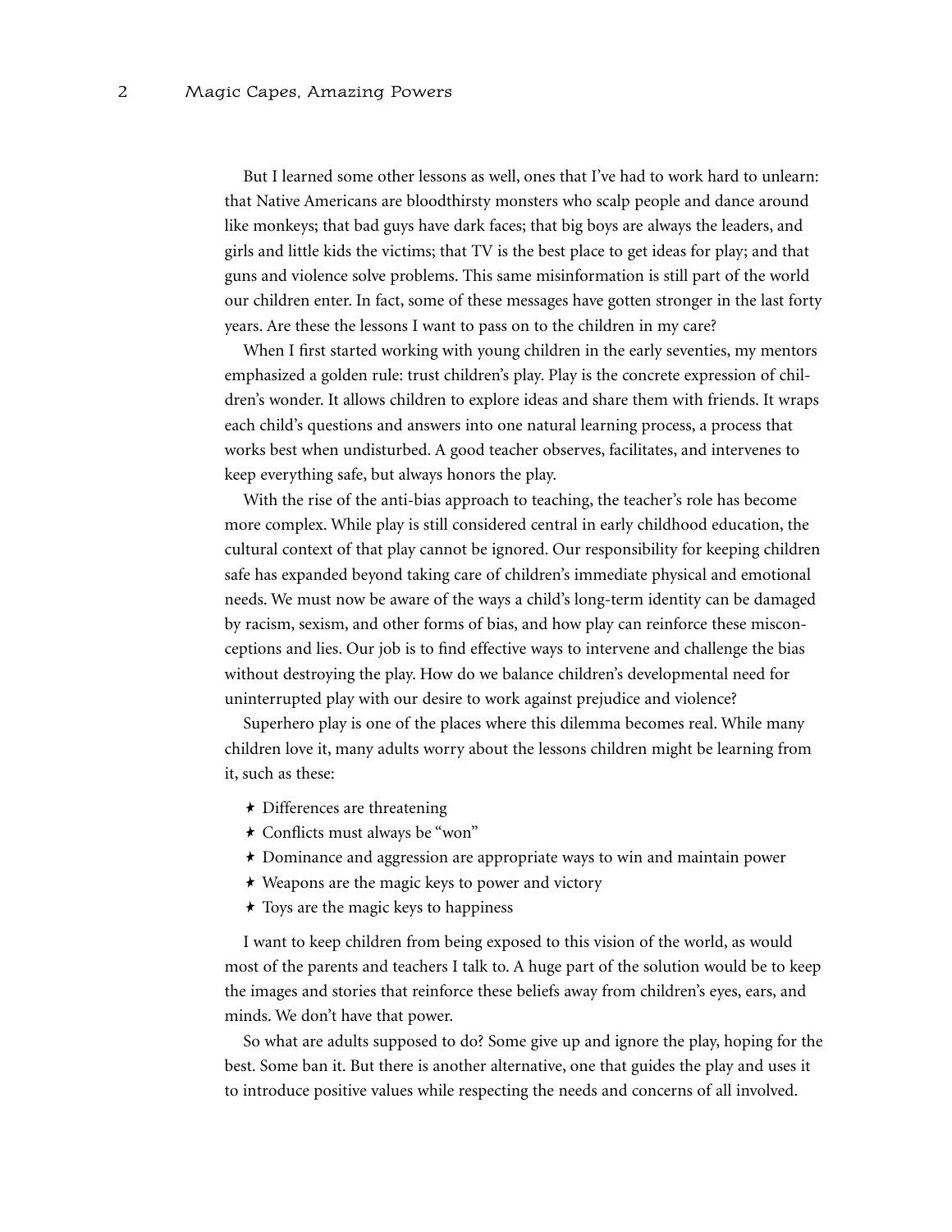But I learned some other lessons as well, ones that I've had to work hard to unlearn: that Native Americans are bloodthirsty monsters who scalp people and dance around like monkeys; that bad guys have dark faces; that big boys are always the leaders, and girls and little kids the victims; that TV is the best place to get ideas for play; and that guns and violence solve problems. This same misinformation is still part of the world our children enter. In fact, some of these messages have gotten stronger in the last forty years. Are these the lessons I want to pass on to the children in my care?

When I first started working with young children in the early seventies, my mentors emphasized a golden rule: trust children's play. Play is the concrete expression of children's wonder. It allows children to explore ideas and share them with friends. It wraps each child's questions and answers into one natural learning process, a process that works best when undisturbed. A good teacher observes, facilitates, and intervenes to keep everything safe, but always honors the play.

With the rise of the anti-bias approach to teaching, the teacher's role has become more complex. While play is still considered central in early childhood education, the cultural context of that play cannot be ignored. Our responsibility for keeping children safe has expanded beyond taking care of children's immediate physical and emotional needs. We must now be aware of the ways a child's long-term identity can be damaged by racism, sexism, and other forms of bias, and how play can reinforce these misconceptions and lies. Our job is to find effective ways to intervene and challenge the bias without destroying the play. How do we balance children's developmental need for uninterrupted play with our desire to work against prejudice and violence?

Superhero play is one of the places where this dilemma becomes real. While many children love it, many adults worry about the lessons children might be learning from it, such as these:

- Differences are threatening
- Conflicts must always be "won"
- Dominance and aggression are appropriate ways to win and maintain power
- Weapons are the magic keys to power and victory
- Toys are the magic keys to happiness

I want to keep children from being exposed to this vision of the world, as would most of the parents and teachers I talk to. A huge part of the solution would be to keep the images and stories that reinforce these beliefs away from children's eyes, ears, and minds. We don't have that power.

So what are adults supposed to do? Some give up and ignore the play, hoping for the best. Some ban it. But there is another alternative, one that guides the play and uses it to introduce positive values while respecting the needs and concerns of all involved.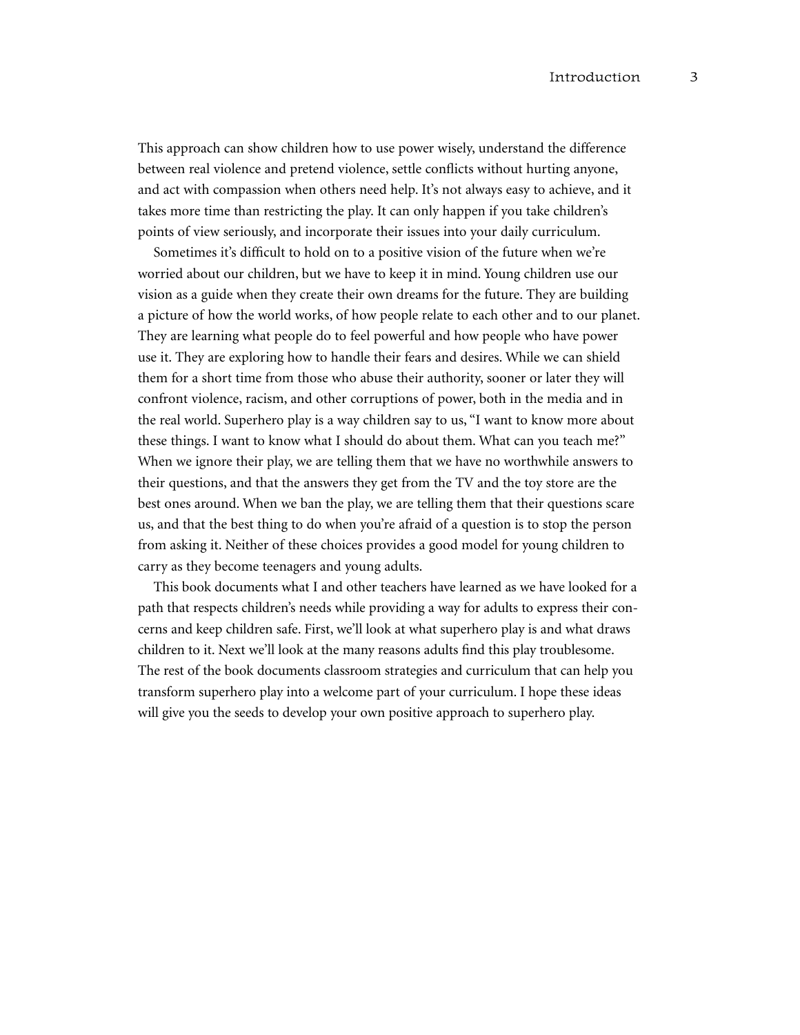This approach can show children how to use power wisely, understand the difference between real violence and pretend violence, settle conflicts without hurting anyone, and act with compassion when others need help. It's not always easy to achieve, and it takes more time than restricting the play. It can only happen if you take children's points of view seriously, and incorporate their issues into your daily curriculum.

Sometimes it's difficult to hold on to a positive vision of the future when we're worried about our children, but we have to keep it in mind. Young children use our vision as a guide when they create their own dreams for the future. They are building a picture of how the world works, of how people relate to each other and to our planet. They are learning what people do to feel powerful and how people who have power use it. They are exploring how to handle their fears and desires. While we can shield them for a short time from those who abuse their authority, sooner or later they will confront violence, racism, and other corruptions of power, both in the media and in the real world. Superhero play is a way children say to us, "I want to know more about these things. I want to know what I should do about them. What can you teach me?" When we ignore their play, we are telling them that we have no worthwhile answers to their questions, and that the answers they get from the TV and the toy store are the best ones around. When we ban the play, we are telling them that their questions scare us, and that the best thing to do when you're afraid of a question is to stop the person from asking it. Neither of these choices provides a good model for young children to carry as they become teenagers and young adults.

This book documents what I and other teachers have learned as we have looked for a path that respects children's needs while providing a way for adults to express their concerns and keep children safe. First, we'll look at what superhero play is and what draws children to it. Next we'll look at the many reasons adults find this play troublesome. The rest of the book documents classroom strategies and curriculum that can help you transform superhero play into a welcome part of your curriculum. I hope these ideas will give you the seeds to develop your own positive approach to superhero play.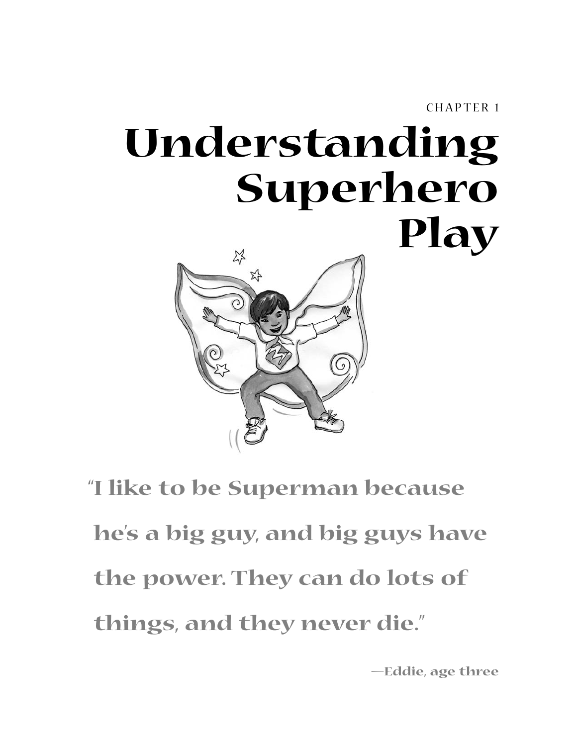CHAPTER 1

# Understanding Superhero Play

"I like to be Superman because he's a big guy, and big guys have the power. They can do lots of things, and they never die."

—Eddie, age three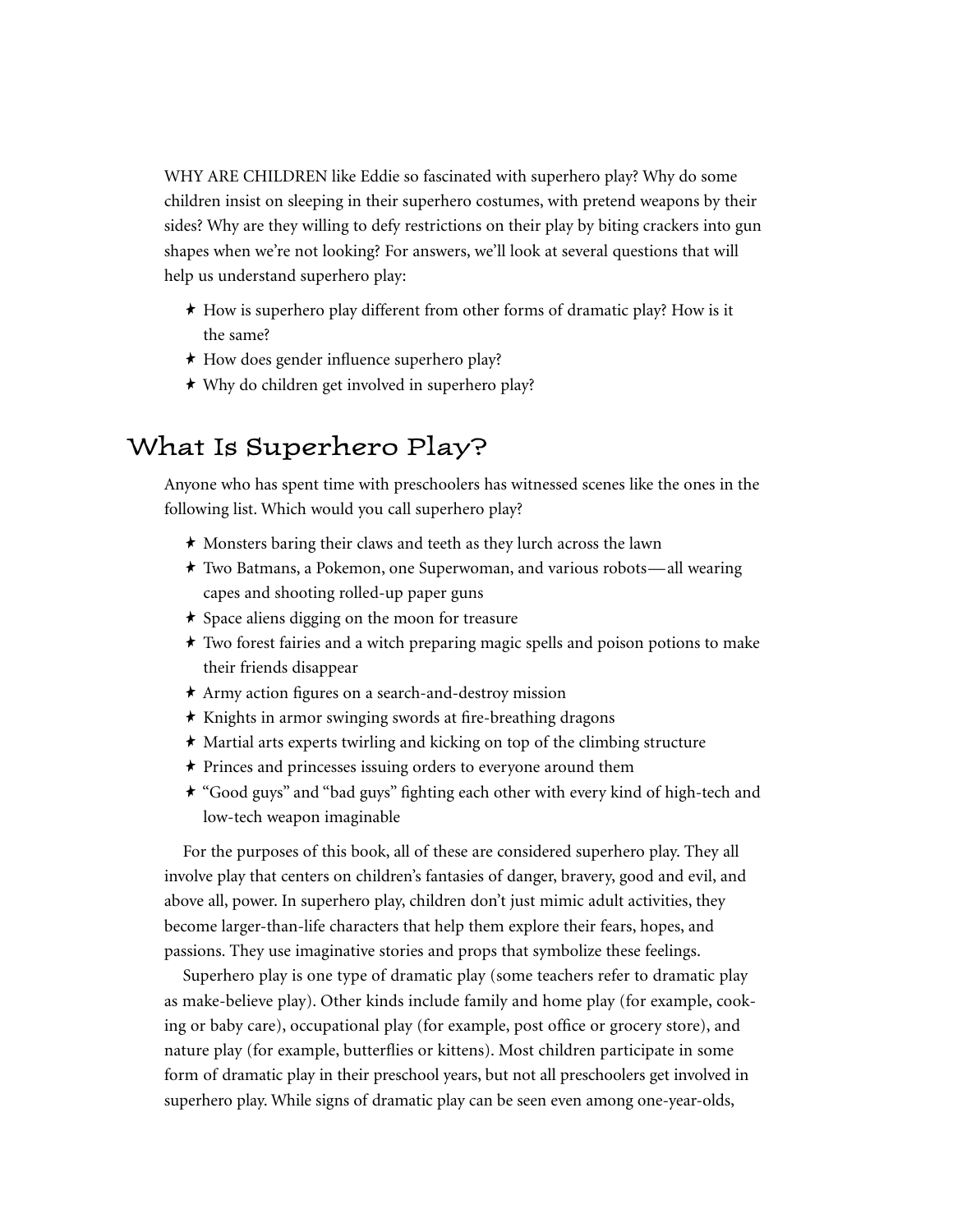WHY ARE CHILDREN like Eddie so fascinated with superhero play? Why do some children insist on sleeping in their superhero costumes, with pretend weapons by their sides? Why are they willing to defy restrictions on their play by biting crackers into gun shapes when we're not looking? For answers, we'll look at several questions that will help us understand superhero play:

- How is superhero play different from other forms of dramatic play? How is it the same?
- How does gender influence superhero play?
- Why do children get involved in superhero play?

## What Is Superhero Play?

Anyone who has spent time with preschoolers has witnessed scenes like the ones in the following list. Which would you call superhero play?

- Monsters baring their claws and teeth as they lurch across the lawn
- Two Batmans, a Pokemon, one Superwoman, and various robots—all wearing capes and shooting rolled-up paper guns
- Space aliens digging on the moon for treasure
- Two forest fairies and a witch preparing magic spells and poison potions to make their friends disappear
- Army action figures on a search-and-destroy mission
- Knights in armor swinging swords at fire-breathing dragons
- Martial arts experts twirling and kicking on top of the climbing structure
- Princes and princesses issuing orders to everyone around them
- "Good guys" and "bad guys" fighting each other with every kind of high-tech and low-tech weapon imaginable

For the purposes of this book, all of these are considered superhero play. They all involve play that centers on children's fantasies of danger, bravery, good and evil, and above all, power. In superhero play, children don't just mimic adult activities, they become larger-than-life characters that help them explore their fears, hopes, and passions. They use imaginative stories and props that symbolize these feelings.

Superhero play is one type of dramatic play (some teachers refer to dramatic play as make-believe play). Other kinds include family and home play (for example, cooking or baby care), occupational play (for example, post office or grocery store), and nature play (for example, butterflies or kittens). Most children participate in some form of dramatic play in their preschool years, but not all preschoolers get involved in superhero play. While signs of dramatic play can be seen even among one-year-olds,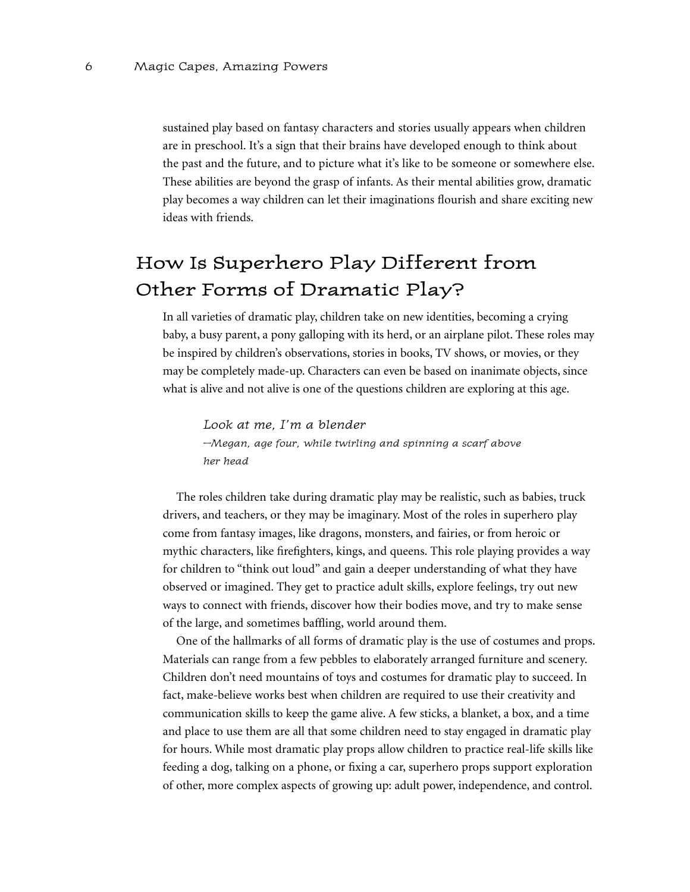sustained play based on fantasy characters and stories usually appears when children are in preschool. It's a sign that their brains have developed enough to think about the past and the future, and to picture what it's like to be someone or somewhere else. These abilities are beyond the grasp of infants. As their mental abilities grow, dramatic play becomes a way children can let their imaginations flourish and share exciting new ideas with friends.

## How Is Superhero Play Different from Other Forms of Dramatic Play?

In all varieties of dramatic play, children take on new identities, becoming a crying baby, a busy parent, a pony galloping with its herd, or an airplane pilot. These roles may be inspired by children's observations, stories in books, TV shows, or movies, or they may be completely made-up. Characters can even be based on inanimate objects, since what is alive and not alive is one of the questions children are exploring at this age.

> *Look at me, I'm a blender*
> *—Megan, age four, while twirling and spinning a scarf above her head*

The roles children take during dramatic play may be realistic, such as babies, truck drivers, and teachers, or they may be imaginary. Most of the roles in superhero play come from fantasy images, like dragons, monsters, and fairies, or from heroic or mythic characters, like firefighters, kings, and queens. This role playing provides a way for children to "think out loud" and gain a deeper understanding of what they have observed or imagined. They get to practice adult skills, explore feelings, try out new ways to connect with friends, discover how their bodies move, and try to make sense of the large, and sometimes baffling, world around them.

One of the hallmarks of all forms of dramatic play is the use of costumes and props. Materials can range from a few pebbles to elaborately arranged furniture and scenery. Children don't need mountains of toys and costumes for dramatic play to succeed. In fact, make-believe works best when children are required to use their creativity and communication skills to keep the game alive. A few sticks, a blanket, a box, and a time and place to use them are all that some children need to stay engaged in dramatic play for hours. While most dramatic play props allow children to practice real-life skills like feeding a dog, talking on a phone, or fixing a car, superhero props support exploration of other, more complex aspects of growing up: adult power, independence, and control.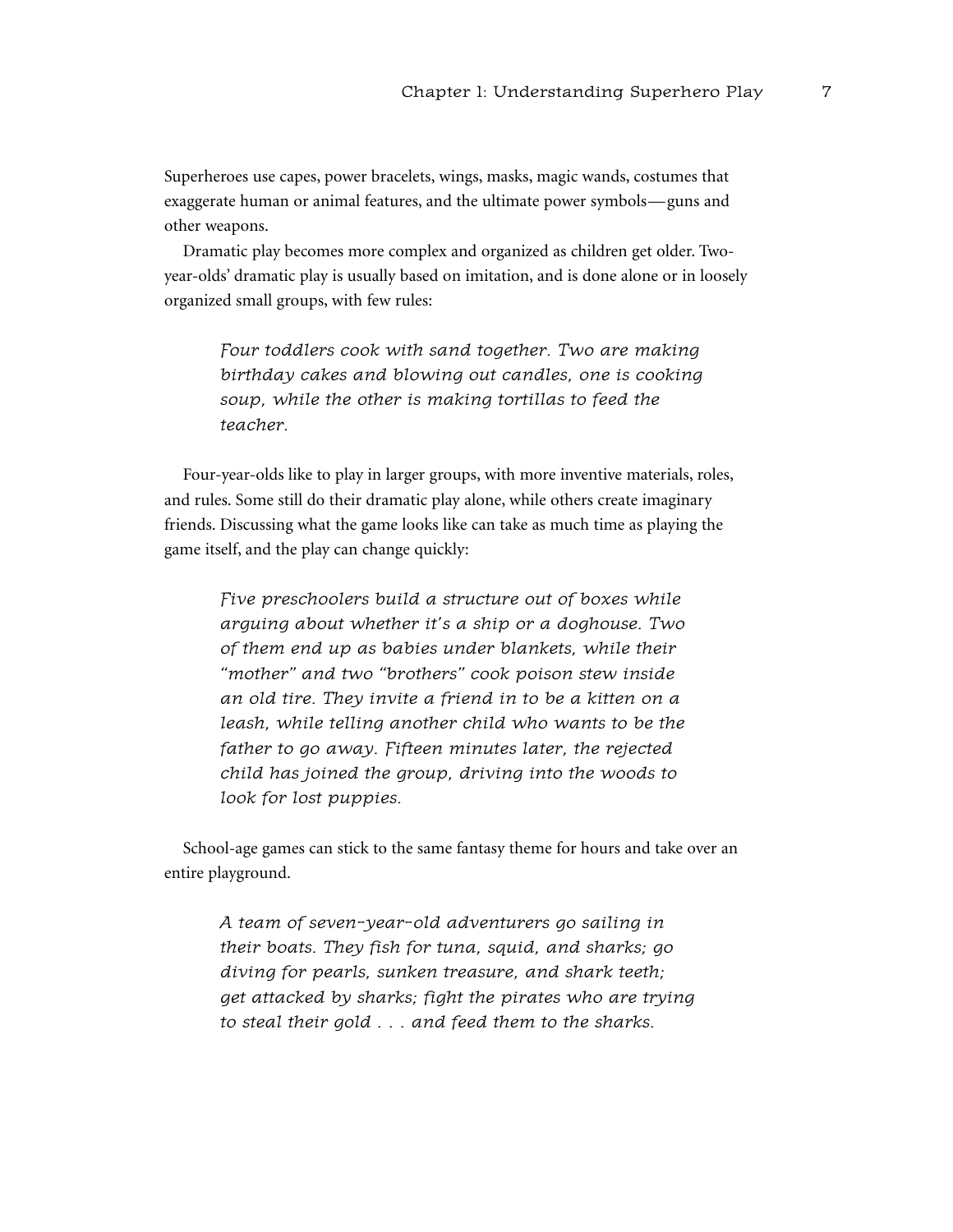Superheroes use capes, power bracelets, wings, masks, magic wands, costumes that exaggerate human or animal features, and the ultimate power symbols—guns and other weapons.

Dramatic play becomes more complex and organized as children get older. Two-year-olds' dramatic play is usually based on imitation, and is done alone or in loosely organized small groups, with few rules:

> *Four toddlers cook with sand together. Two are making birthday cakes and blowing out candles, one is cooking soup, while the other is making tortillas to feed the teacher.*

Four-year-olds like to play in larger groups, with more inventive materials, roles, and rules. Some still do their dramatic play alone, while others create imaginary friends. Discussing what the game looks like can take as much time as playing the game itself, and the play can change quickly:

> *Five preschoolers build a structure out of boxes while arguing about whether it's a ship or a doghouse. Two of them end up as babies under blankets, while their "mother" and two "brothers" cook poison stew inside an old tire. They invite a friend in to be a kitten on a leash, while telling another child who wants to be the father to go away. Fifteen minutes later, the rejected child has joined the group, driving into the woods to look for lost puppies.*

School-age games can stick to the same fantasy theme for hours and take over an entire playground.

> *A team of seven-year-old adventurers go sailing in their boats. They fish for tuna, squid, and sharks; go diving for pearls, sunken treasure, and shark teeth; get attacked by sharks; fight the pirates who are trying to steal their gold . . . and feed them to the sharks.*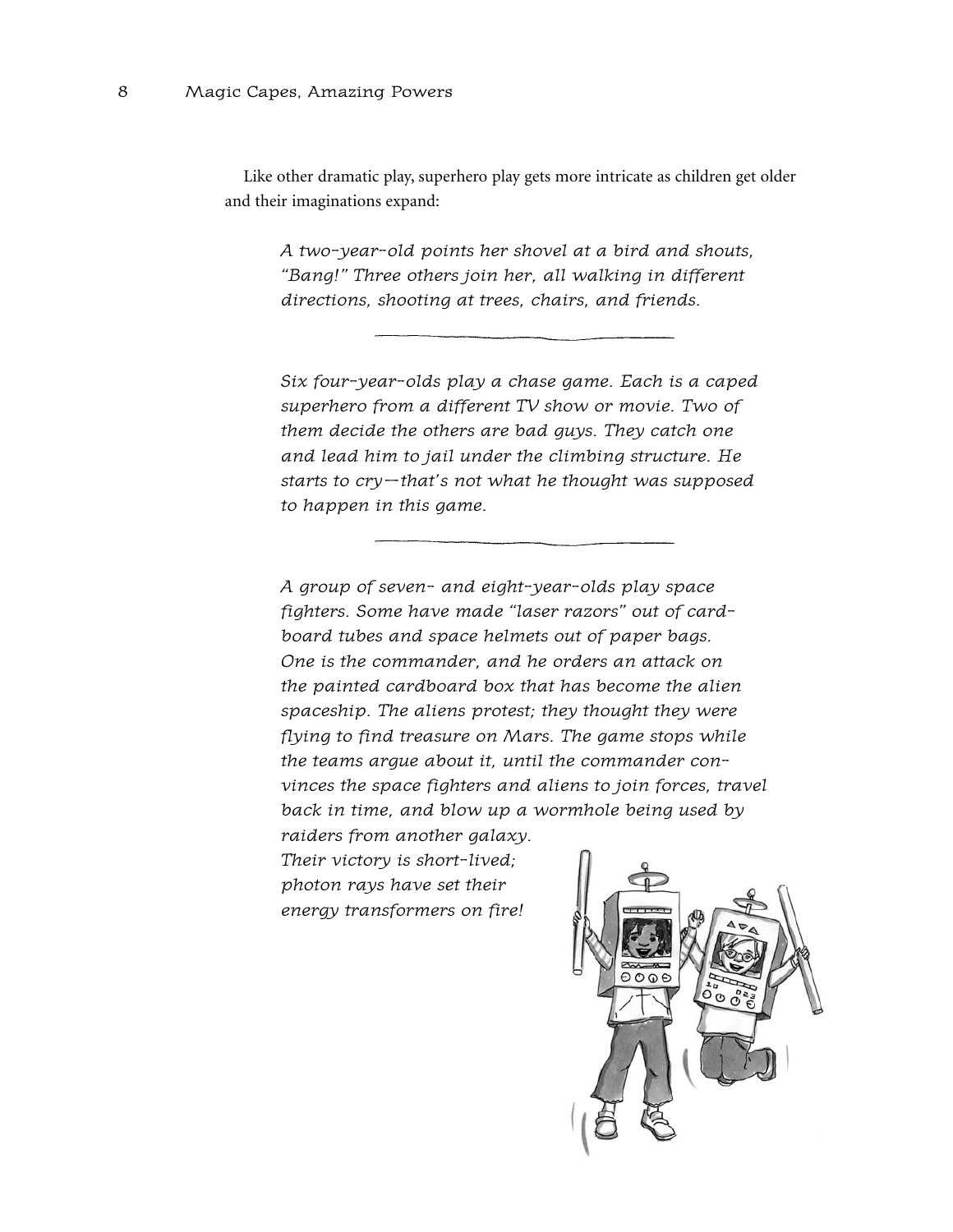Like other dramatic play, superhero play gets more intricate as children get older and their imaginations expand:

*A two-year-old points her shovel at a bird and shouts, "Bang!" Three others join her, all walking in different directions, shooting at trees, chairs, and friends.*

---

*Six four-year-olds play a chase game. Each is a caped superhero from a different TV show or movie. Two of them decide the others are bad guys. They catch one and lead him to jail under the climbing structure. He starts to cry—that's not what he thought was supposed to happen in this game.*

---

*A group of seven- and eight-year-olds play space fighters. Some have made "laser razors" out of cardboard tubes and space helmets out of paper bags. One is the commander, and he orders an attack on the painted cardboard box that has become the alien spaceship. The aliens protest; they thought they were flying to find treasure on Mars. The game stops while the teams argue about it, until the commander convinces the space fighters and aliens to join forces, travel back in time, and blow up a wormhole being used by raiders from another galaxy. Their victory is short-lived; photon rays have set their energy transformers on fire!*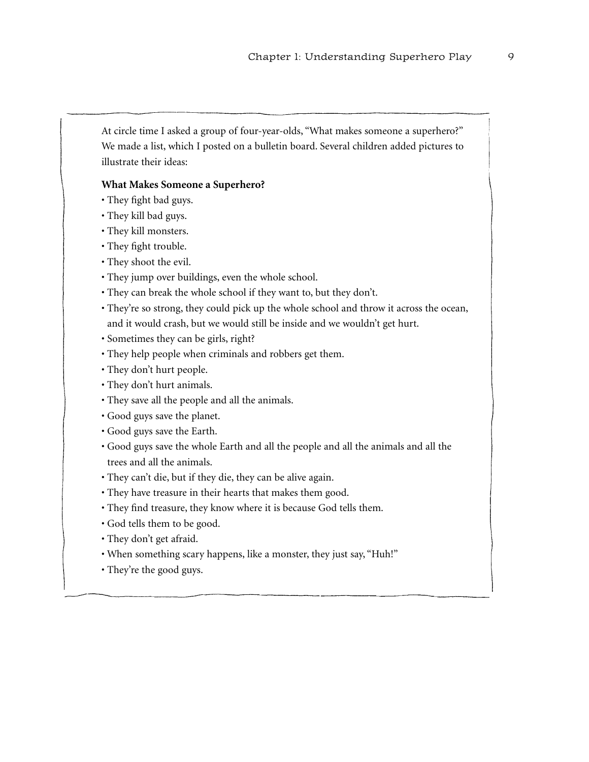At circle time I asked a group of four-year-olds, "What makes someone a superhero?" We made a list, which I posted on a bulletin board. Several children added pictures to illustrate their ideas:

**What Makes Someone a Superhero?**

- They fight bad guys.
- They kill bad guys.
- They kill monsters.
- They fight trouble.
- They shoot the evil.
- They jump over buildings, even the whole school.
- They can break the whole school if they want to, but they don't.
- They're so strong, they could pick up the whole school and throw it across the ocean, and it would crash, but we would still be inside and we wouldn't get hurt.
- Sometimes they can be girls, right?
- They help people when criminals and robbers get them.
- They don't hurt people.
- They don't hurt animals.
- They save all the people and all the animals.
- Good guys save the planet.
- Good guys save the Earth.
- Good guys save the whole Earth and all the people and all the animals and all the trees and all the animals.
- They can't die, but if they die, they can be alive again.
- They have treasure in their hearts that makes them good.
- They find treasure, they know where it is because God tells them.
- God tells them to be good.
- They don't get afraid.
- When something scary happens, like a monster, they just say, "Huh!"
- They're the good guys.